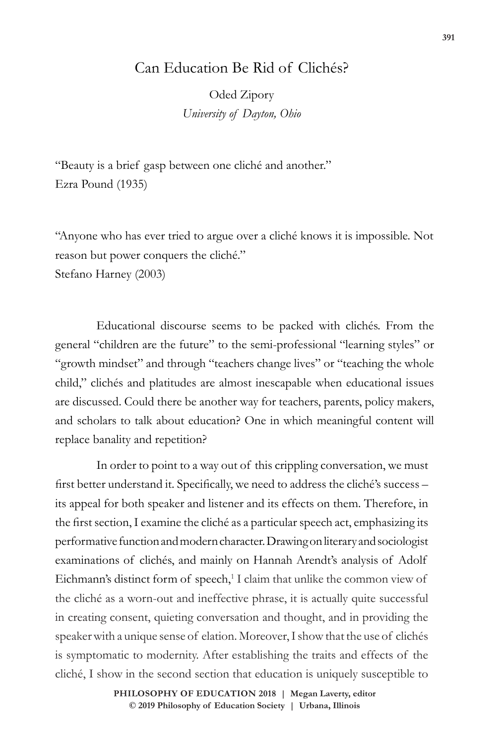# Can Education Be Rid of Clichés?

Oded Zipory
*University of Dayton, Ohio*

"Beauty is a brief gasp between one cliché and another."
Ezra Pound (1935)

"Anyone who has ever tried to argue over a cliché knows it is impossible. Not reason but power conquers the cliché."
Stefano Harney (2003)

Educational discourse seems to be packed with clichés. From the general "children are the future" to the semi-professional "learning styles" or "growth mindset" and through "teachers change lives" or "teaching the whole child," clichés and platitudes are almost inescapable when educational issues are discussed. Could there be another way for teachers, parents, policy makers, and scholars to talk about education? One in which meaningful content will replace banality and repetition?

In order to point to a way out of this crippling conversation, we must first better understand it. Specifically, we need to address the cliché's success – its appeal for both speaker and listener and its effects on them. Therefore, in the first section, I examine the cliché as a particular speech act, emphasizing its performative function and modern character. Drawing on literary and sociologist examinations of clichés, and mainly on Hannah Arendt's analysis of Adolf Eichmann's distinct form of speech,[1] I claim that unlike the common view of the cliché as a worn-out and ineffective phrase, it is actually quite successful in creating consent, quieting conversation and thought, and in providing the speaker with a unique sense of elation. Moreover, I show that the use of clichés is symptomatic to modernity. After establishing the traits and effects of the cliché, I show in the second section that education is uniquely susceptible to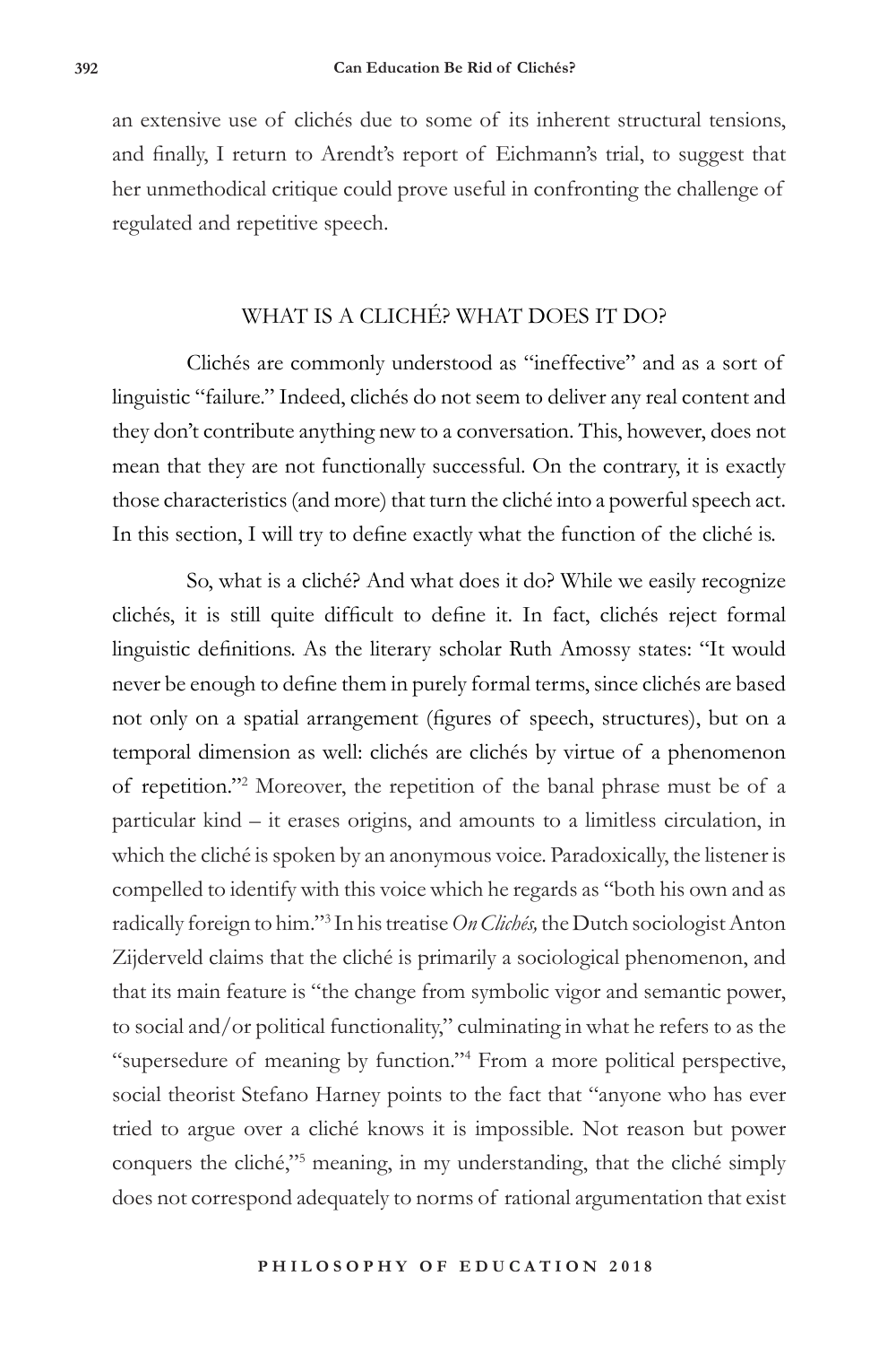an extensive use of clichés due to some of its inherent structural tensions, and finally, I return to Arendt's report of Eichmann's trial, to suggest that her unmethodical critique could prove useful in confronting the challenge of regulated and repetitive speech.

## WHAT IS A CLICHÉ? WHAT DOES IT DO?

Clichés are commonly understood as "ineffective" and as a sort of linguistic "failure." Indeed, clichés do not seem to deliver any real content and they don't contribute anything new to a conversation. This, however, does not mean that they are not functionally successful. On the contrary, it is exactly those characteristics (and more) that turn the cliché into a powerful speech act. In this section, I will try to define exactly what the function of the cliché is.

So, what is a cliché? And what does it do? While we easily recognize clichés, it is still quite difficult to define it. In fact, clichés reject formal linguistic definitions. As the literary scholar Ruth Amossy states: "It would never be enough to define them in purely formal terms, since clichés are based not only on a spatial arrangement (figures of speech, structures), but on a temporal dimension as well: clichés are clichés by virtue of a phenomenon of repetition."[2] Moreover, the repetition of the banal phrase must be of a particular kind – it erases origins, and amounts to a limitless circulation, in which the cliché is spoken by an anonymous voice. Paradoxically, the listener is compelled to identify with this voice which he regards as "both his own and as radically foreign to him."[3] In his treatise *On Clichés,* the Dutch sociologist Anton Zijderveld claims that the cliché is primarily a sociological phenomenon, and that its main feature is "the change from symbolic vigor and semantic power, to social and/or political functionality," culminating in what he refers to as the "supersedure of meaning by function."[4] From a more political perspective, social theorist Stefano Harney points to the fact that "anyone who has ever tried to argue over a cliché knows it is impossible. Not reason but power conquers the cliché,"[5] meaning, in my understanding, that the cliché simply does not correspond adequately to norms of rational argumentation that exist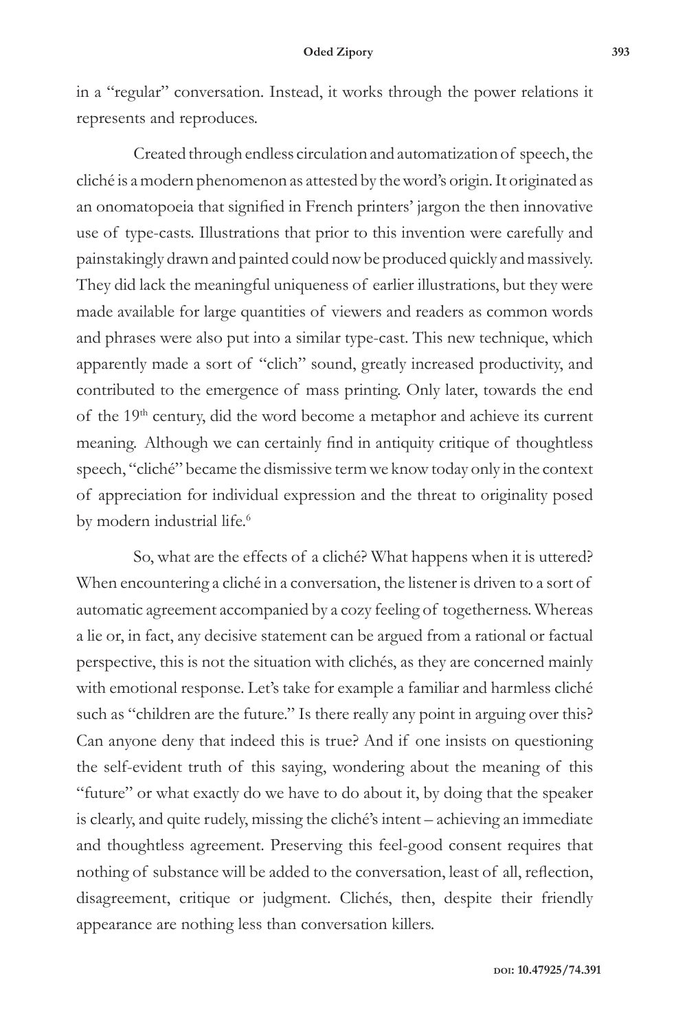in a "regular" conversation. Instead, it works through the power relations it represents and reproduces.

Created through endless circulation and automatization of speech, the cliché is a modern phenomenon as attested by the word's origin. It originated as an onomatopoeia that signified in French printers' jargon the then innovative use of type-casts. Illustrations that prior to this invention were carefully and painstakingly drawn and painted could now be produced quickly and massively. They did lack the meaningful uniqueness of earlier illustrations, but they were made available for large quantities of viewers and readers as common words and phrases were also put into a similar type-cast. This new technique, which apparently made a sort of "clich" sound, greatly increased productivity, and contributed to the emergence of mass printing. Only later, towards the end of the 19th century, did the word become a metaphor and achieve its current meaning. Although we can certainly find in antiquity critique of thoughtless speech, "cliché" became the dismissive term we know today only in the context of appreciation for individual expression and the threat to originality posed by modern industrial life.[6]

So, what are the effects of a cliché? What happens when it is uttered? When encountering a cliché in a conversation, the listener is driven to a sort of automatic agreement accompanied by a cozy feeling of togetherness. Whereas a lie or, in fact, any decisive statement can be argued from a rational or factual perspective, this is not the situation with clichés, as they are concerned mainly with emotional response. Let's take for example a familiar and harmless cliché such as "children are the future." Is there really any point in arguing over this? Can anyone deny that indeed this is true? And if one insists on questioning the self-evident truth of this saying, wondering about the meaning of this "future" or what exactly do we have to do about it, by doing that the speaker is clearly, and quite rudely, missing the cliché's intent – achieving an immediate and thoughtless agreement. Preserving this feel-good consent requires that nothing of substance will be added to the conversation, least of all, reflection, disagreement, critique or judgment. Clichés, then, despite their friendly appearance are nothing less than conversation killers.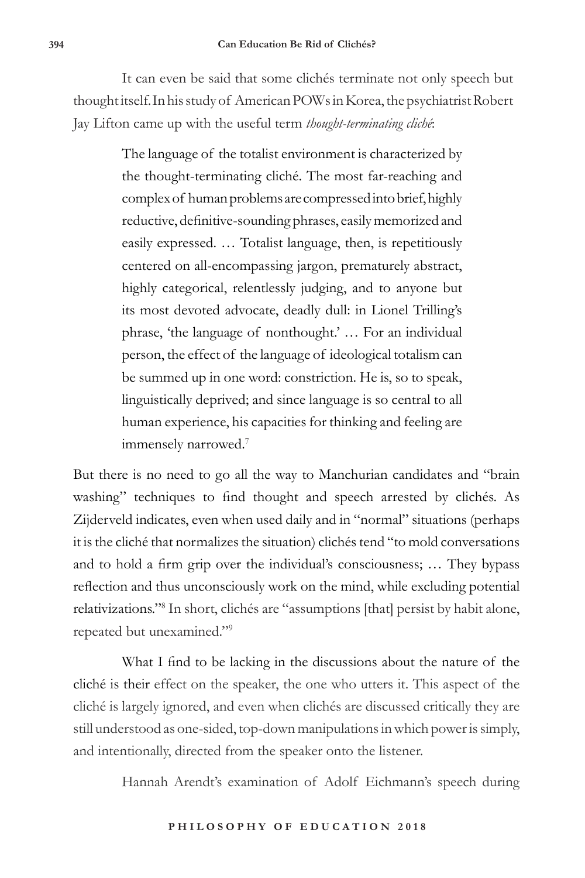It can even be said that some clichés terminate not only speech but thought itself. In his study of American POWs in Korea, the psychiatrist Robert Jay Lifton came up with the useful term *thought-terminating cliché*:

> The language of the totalist environment is characterized by the thought-terminating cliché. The most far-reaching and complex of human problems are compressed into brief, highly reductive, definitive-sounding phrases, easily memorized and easily expressed. … Totalist language, then, is repetitiously centered on all-encompassing jargon, prematurely abstract, highly categorical, relentlessly judging, and to anyone but its most devoted advocate, deadly dull: in Lionel Trilling's phrase, 'the language of nonthought.' … For an individual person, the effect of the language of ideological totalism can be summed up in one word: constriction. He is, so to speak, linguistically deprived; and since language is so central to all human experience, his capacities for thinking and feeling are immensely narrowed.[7]

But there is no need to go all the way to Manchurian candidates and "brain washing" techniques to find thought and speech arrested by clichés. As Zijderveld indicates, even when used daily and in "normal" situations (perhaps it is the cliché that normalizes the situation) clichés tend "to mold conversations and to hold a firm grip over the individual's consciousness; … They bypass reflection and thus unconsciously work on the mind, while excluding potential relativizations."[8] In short, clichés are "assumptions [that] persist by habit alone, repeated but unexamined."[9]

What I find to be lacking in the discussions about the nature of the cliché is their effect on the speaker, the one who utters it. This aspect of the cliché is largely ignored, and even when clichés are discussed critically they are still understood as one-sided, top-down manipulations in which power is simply, and intentionally, directed from the speaker onto the listener.

Hannah Arendt's examination of Adolf Eichmann's speech during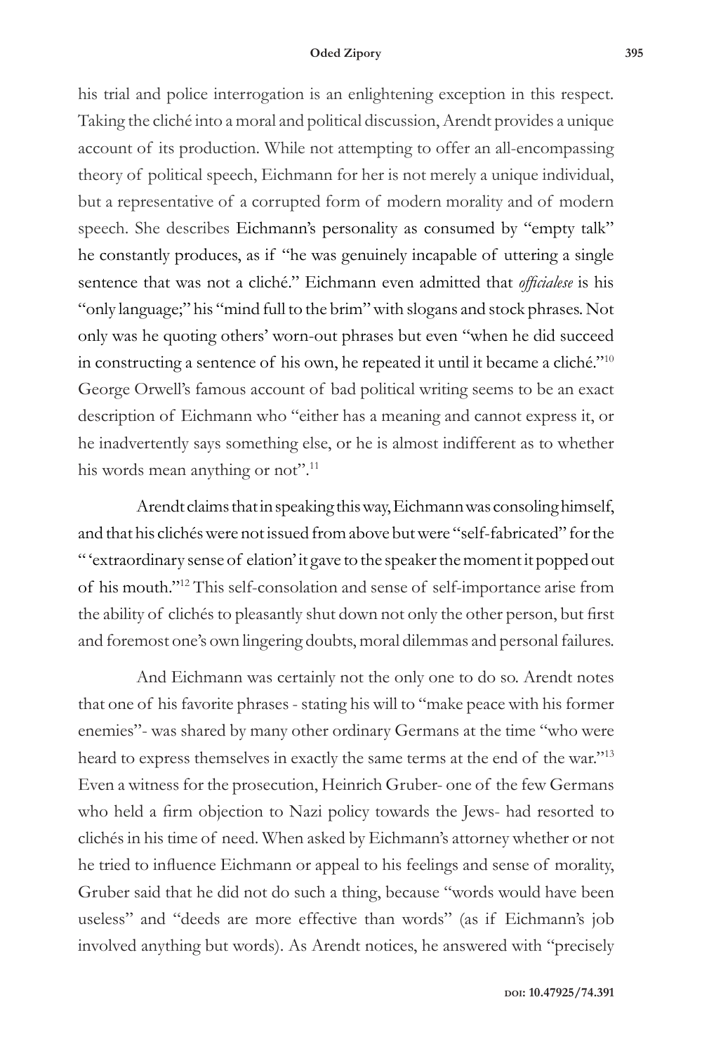his trial and police interrogation is an enlightening exception in this respect. Taking the cliché into a moral and political discussion, Arendt provides a unique account of its production. While not attempting to offer an all-encompassing theory of political speech, Eichmann for her is not merely a unique individual, but a representative of a corrupted form of modern morality and of modern speech. She describes Eichmann's personality as consumed by "empty talk" he constantly produces, as if "he was genuinely incapable of uttering a single sentence that was not a cliché." Eichmann even admitted that *officialese* is his "only language;" his "mind full to the brim" with slogans and stock phrases. Not only was he quoting others' worn-out phrases but even "when he did succeed in constructing a sentence of his own, he repeated it until it became a cliché."[10] George Orwell's famous account of bad political writing seems to be an exact description of Eichmann who "either has a meaning and cannot express it, or he inadvertently says something else, or he is almost indifferent as to whether his words mean anything or not".[11]

Arendt claims that in speaking this way, Eichmann was consoling himself, and that his clichés were not issued from above but were "self-fabricated" for the " 'extraordinary sense of elation' it gave to the speaker the moment it popped out of his mouth."[12] This self-consolation and sense of self-importance arise from the ability of clichés to pleasantly shut down not only the other person, but first and foremost one's own lingering doubts, moral dilemmas and personal failures.

And Eichmann was certainly not the only one to do so. Arendt notes that one of his favorite phrases - stating his will to "make peace with his former enemies"- was shared by many other ordinary Germans at the time "who were heard to express themselves in exactly the same terms at the end of the war."[13] Even a witness for the prosecution, Heinrich Gruber- one of the few Germans who held a firm objection to Nazi policy towards the Jews- had resorted to clichés in his time of need. When asked by Eichmann's attorney whether or not he tried to influence Eichmann or appeal to his feelings and sense of morality, Gruber said that he did not do such a thing, because "words would have been useless" and "deeds are more effective than words" (as if Eichmann's job involved anything but words). As Arendt notices, he answered with "precisely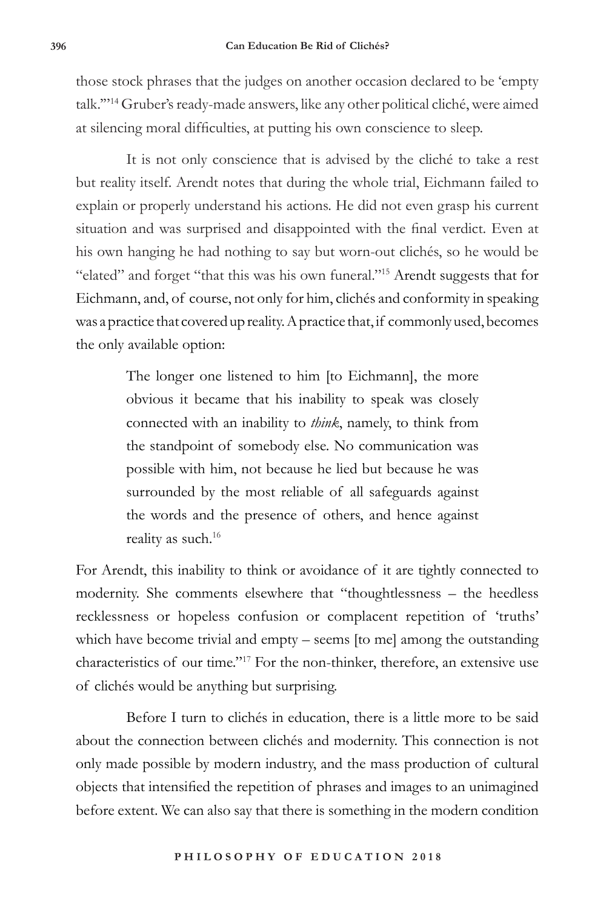those stock phrases that the judges on another occasion declared to be 'empty talk.'"[14] Gruber's ready-made answers, like any other political cliché, were aimed at silencing moral difficulties, at putting his own conscience to sleep.

It is not only conscience that is advised by the cliché to take a rest but reality itself. Arendt notes that during the whole trial, Eichmann failed to explain or properly understand his actions. He did not even grasp his current situation and was surprised and disappointed with the final verdict. Even at his own hanging he had nothing to say but worn-out clichés, so he would be "elated" and forget "that this was his own funeral."[15] Arendt suggests that for Eichmann, and, of course, not only for him, clichés and conformity in speaking was a practice that covered up reality. A practice that, if commonly used, becomes the only available option:

> The longer one listened to him [to Eichmann], the more obvious it became that his inability to speak was closely connected with an inability to *think*, namely, to think from the standpoint of somebody else. No communication was possible with him, not because he lied but because he was surrounded by the most reliable of all safeguards against the words and the presence of others, and hence against reality as such.[16]

For Arendt, this inability to think or avoidance of it are tightly connected to modernity. She comments elsewhere that "thoughtlessness – the heedless recklessness or hopeless confusion or complacent repetition of 'truths' which have become trivial and empty – seems [to me] among the outstanding characteristics of our time."[17] For the non-thinker, therefore, an extensive use of clichés would be anything but surprising.

Before I turn to clichés in education, there is a little more to be said about the connection between clichés and modernity. This connection is not only made possible by modern industry, and the mass production of cultural objects that intensified the repetition of phrases and images to an unimagined before extent. We can also say that there is something in the modern condition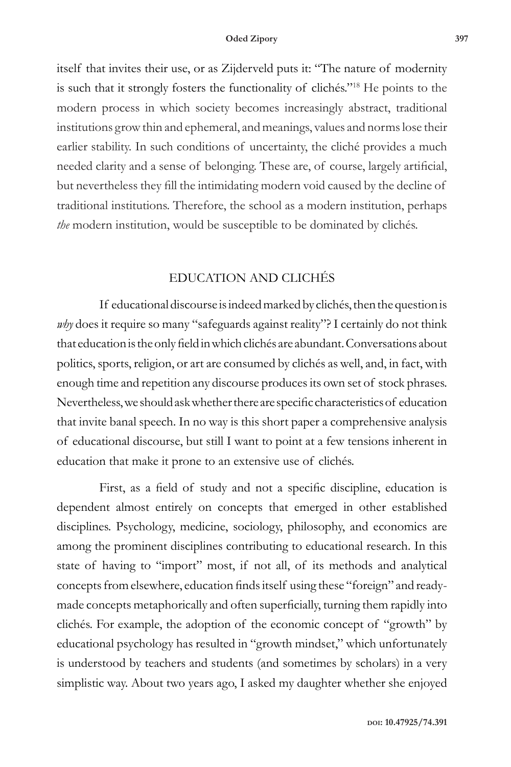itself that invites their use, or as Zijderveld puts it: "The nature of modernity is such that it strongly fosters the functionality of clichés."[18] He points to the modern process in which society becomes increasingly abstract, traditional institutions grow thin and ephemeral, and meanings, values and norms lose their earlier stability. In such conditions of uncertainty, the cliché provides a much needed clarity and a sense of belonging. These are, of course, largely artificial, but nevertheless they fill the intimidating modern void caused by the decline of traditional institutions. Therefore, the school as a modern institution, perhaps *the* modern institution, would be susceptible to be dominated by clichés.

## EDUCATION AND CLICHÉS

If educational discourse is indeed marked by clichés, then the question is *why* does it require so many "safeguards against reality"? I certainly do not think that education is the only field in which clichés are abundant. Conversations about politics, sports, religion, or art are consumed by clichés as well, and, in fact, with enough time and repetition any discourse produces its own set of stock phrases. Nevertheless, we should ask whether there are specific characteristics of education that invite banal speech. In no way is this short paper a comprehensive analysis of educational discourse, but still I want to point at a few tensions inherent in education that make it prone to an extensive use of clichés.

First, as a field of study and not a specific discipline, education is dependent almost entirely on concepts that emerged in other established disciplines. Psychology, medicine, sociology, philosophy, and economics are among the prominent disciplines contributing to educational research. In this state of having to "import" most, if not all, of its methods and analytical concepts from elsewhere, education finds itself using these "foreign" and ready-made concepts metaphorically and often superficially, turning them rapidly into clichés. For example, the adoption of the economic concept of "growth" by educational psychology has resulted in "growth mindset," which unfortunately is understood by teachers and students (and sometimes by scholars) in a very simplistic way. About two years ago, I asked my daughter whether she enjoyed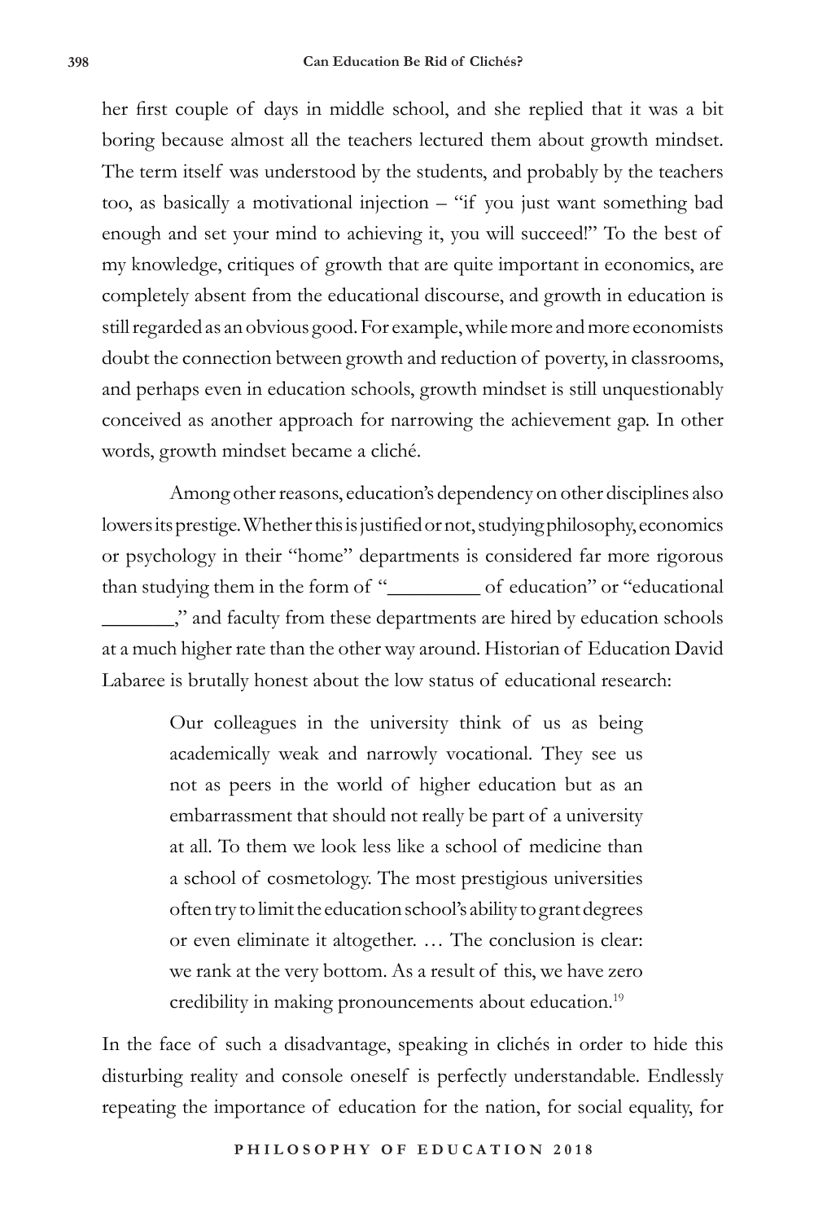her first couple of days in middle school, and she replied that it was a bit boring because almost all the teachers lectured them about growth mindset. The term itself was understood by the students, and probably by the teachers too, as basically a motivational injection – "if you just want something bad enough and set your mind to achieving it, you will succeed!" To the best of my knowledge, critiques of growth that are quite important in economics, are completely absent from the educational discourse, and growth in education is still regarded as an obvious good. For example, while more and more economists doubt the connection between growth and reduction of poverty, in classrooms, and perhaps even in education schools, growth mindset is still unquestionably conceived as another approach for narrowing the achievement gap. In other words, growth mindset became a cliché.

Among other reasons, education's dependency on other disciplines also lowers its prestige. Whether this is justified or not, studying philosophy, economics or psychology in their "home" departments is considered far more rigorous than studying them in the form of "_________ of education" or "educational _______," and faculty from these departments are hired by education schools at a much higher rate than the other way around. Historian of Education David Labaree is brutally honest about the low status of educational research:

> Our colleagues in the university think of us as being academically weak and narrowly vocational. They see us not as peers in the world of higher education but as an embarrassment that should not really be part of a university at all. To them we look less like a school of medicine than a school of cosmetology. The most prestigious universities often try to limit the education school's ability to grant degrees or even eliminate it altogether. … The conclusion is clear: we rank at the very bottom. As a result of this, we have zero credibility in making pronouncements about education.[19]

In the face of such a disadvantage, speaking in clichés in order to hide this disturbing reality and console oneself is perfectly understandable. Endlessly repeating the importance of education for the nation, for social equality, for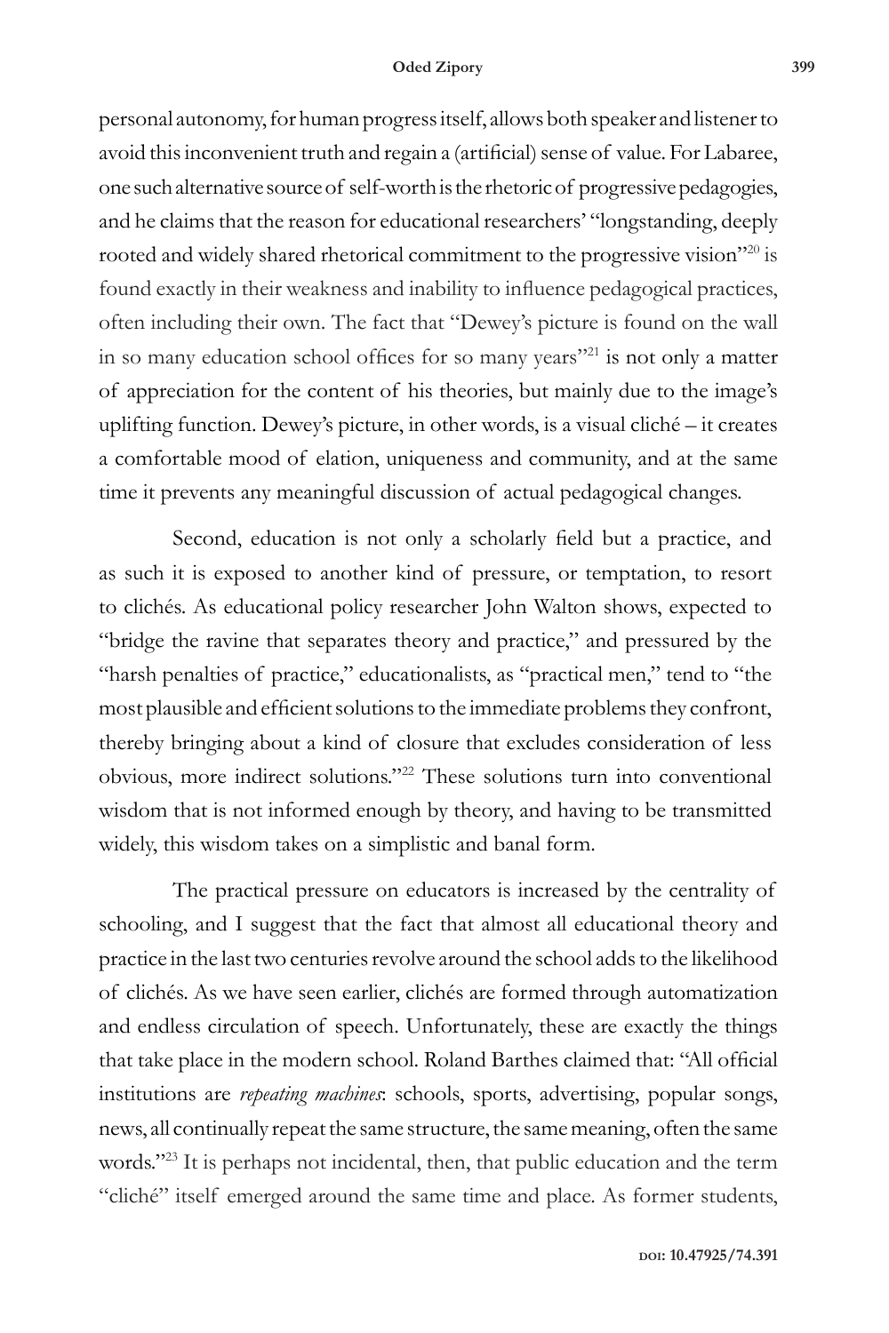personal autonomy, for human progress itself, allows both speaker and listener to avoid this inconvenient truth and regain a (artificial) sense of value. For Labaree, one such alternative source of self-worth is the rhetoric of progressive pedagogies, and he claims that the reason for educational researchers' "longstanding, deeply rooted and widely shared rhetorical commitment to the progressive vision"[20] is found exactly in their weakness and inability to influence pedagogical practices, often including their own. The fact that "Dewey's picture is found on the wall in so many education school offices for so many years"[21] is not only a matter of appreciation for the content of his theories, but mainly due to the image's uplifting function. Dewey's picture, in other words, is a visual cliché – it creates a comfortable mood of elation, uniqueness and community, and at the same time it prevents any meaningful discussion of actual pedagogical changes.

Second, education is not only a scholarly field but a practice, and as such it is exposed to another kind of pressure, or temptation, to resort to clichés. As educational policy researcher John Walton shows, expected to "bridge the ravine that separates theory and practice," and pressured by the "harsh penalties of practice," educationalists, as "practical men," tend to "the most plausible and efficient solutions to the immediate problems they confront, thereby bringing about a kind of closure that excludes consideration of less obvious, more indirect solutions."[22] These solutions turn into conventional wisdom that is not informed enough by theory, and having to be transmitted widely, this wisdom takes on a simplistic and banal form.

The practical pressure on educators is increased by the centrality of schooling, and I suggest that the fact that almost all educational theory and practice in the last two centuries revolve around the school adds to the likelihood of clichés. As we have seen earlier, clichés are formed through automatization and endless circulation of speech. Unfortunately, these are exactly the things that take place in the modern school. Roland Barthes claimed that: "All official institutions are *repeating machines*: schools, sports, advertising, popular songs, news, all continually repeat the same structure, the same meaning, often the same words."[23] It is perhaps not incidental, then, that public education and the term "cliché" itself emerged around the same time and place. As former students,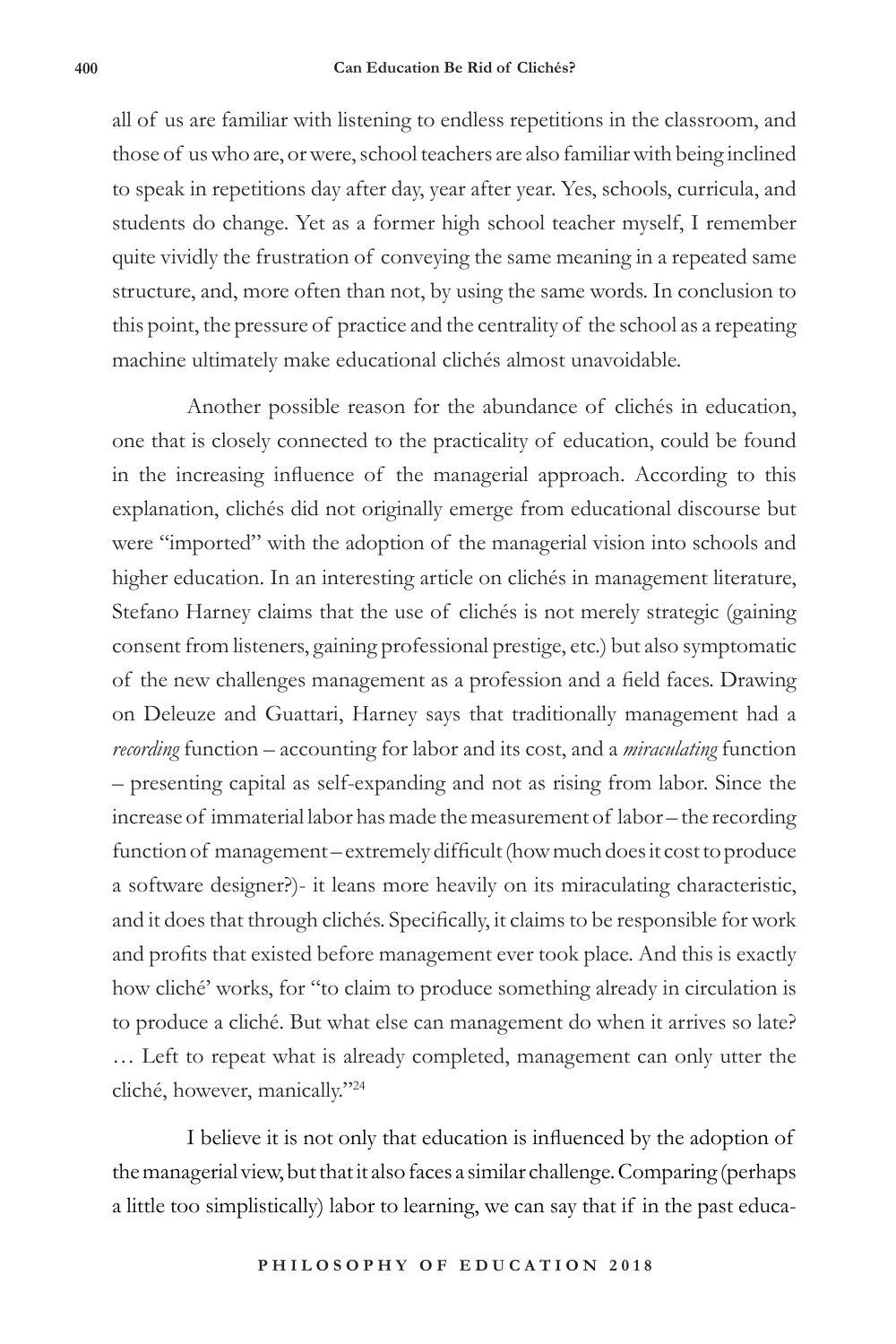all of us are familiar with listening to endless repetitions in the classroom, and those of us who are, or were, school teachers are also familiar with being inclined to speak in repetitions day after day, year after year. Yes, schools, curricula, and students do change. Yet as a former high school teacher myself, I remember quite vividly the frustration of conveying the same meaning in a repeated same structure, and, more often than not, by using the same words. In conclusion to this point, the pressure of practice and the centrality of the school as a repeating machine ultimately make educational clichés almost unavoidable.

Another possible reason for the abundance of clichés in education, one that is closely connected to the practicality of education, could be found in the increasing influence of the managerial approach. According to this explanation, clichés did not originally emerge from educational discourse but were "imported" with the adoption of the managerial vision into schools and higher education. In an interesting article on clichés in management literature, Stefano Harney claims that the use of clichés is not merely strategic (gaining consent from listeners, gaining professional prestige, etc.) but also symptomatic of the new challenges management as a profession and a field faces. Drawing on Deleuze and Guattari, Harney says that traditionally management had a *recording* function – accounting for labor and its cost, and a *miraculating* function – presenting capital as self-expanding and not as rising from labor. Since the increase of immaterial labor has made the measurement of labor – the recording function of management – extremely difficult (how much does it cost to produce a software designer?)- it leans more heavily on its miraculating characteristic, and it does that through clichés. Specifically, it claims to be responsible for work and profits that existed before management ever took place. And this is exactly how cliché' works, for "to claim to produce something already in circulation is to produce a cliché. But what else can management do when it arrives so late? … Left to repeat what is already completed, management can only utter the cliché, however, manically."[24]

I believe it is not only that education is influenced by the adoption of the managerial view, but that it also faces a similar challenge. Comparing (perhaps a little too simplistically) labor to learning, we can say that if in the past educa-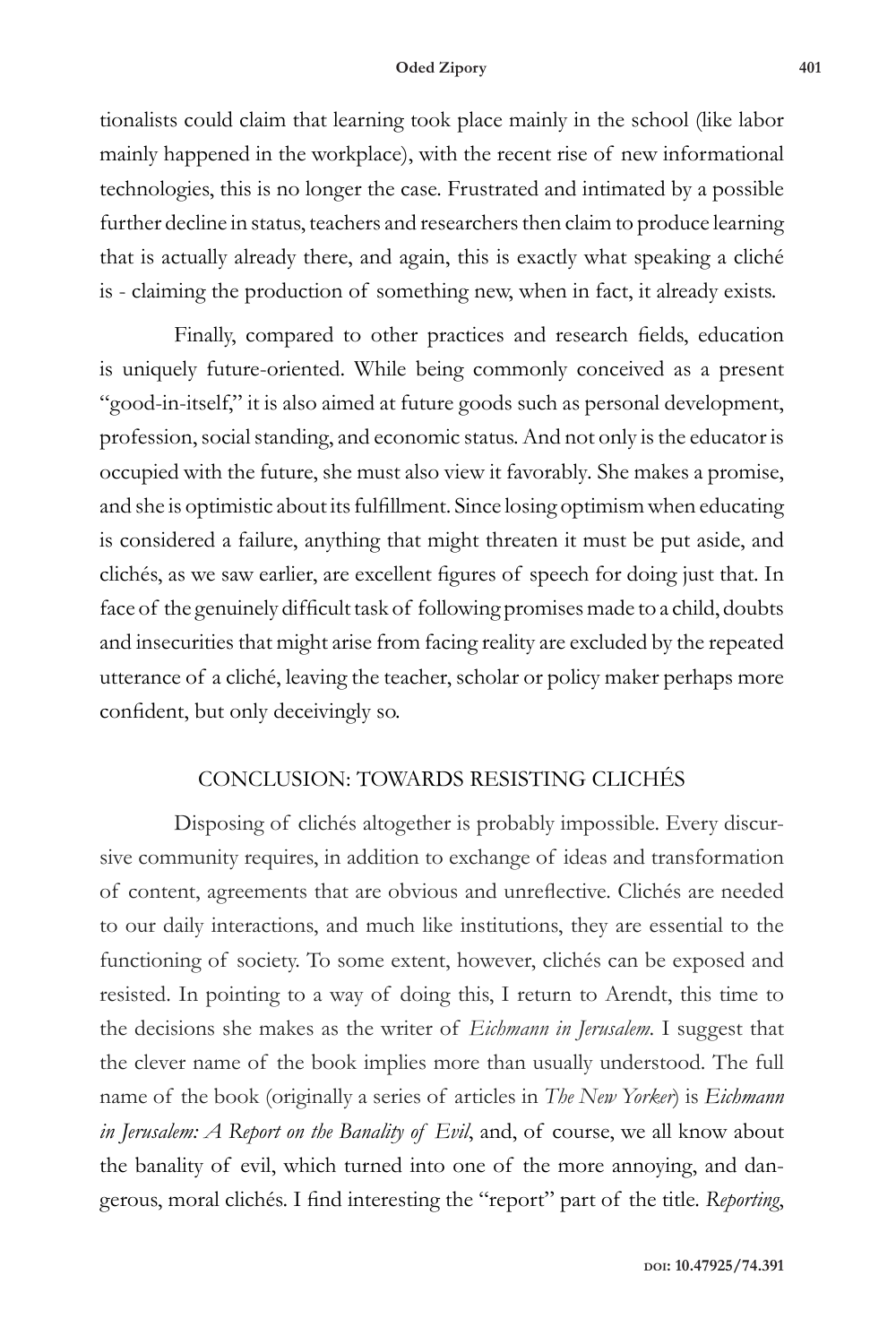tionalists could claim that learning took place mainly in the school (like labor mainly happened in the workplace), with the recent rise of new informational technologies, this is no longer the case. Frustrated and intimated by a possible further decline in status, teachers and researchers then claim to produce learning that is actually already there, and again, this is exactly what speaking a cliché is - claiming the production of something new, when in fact, it already exists.

Finally, compared to other practices and research fields, education is uniquely future-oriented. While being commonly conceived as a present "good-in-itself," it is also aimed at future goods such as personal development, profession, social standing, and economic status. And not only is the educator is occupied with the future, she must also view it favorably. She makes a promise, and she is optimistic about its fulfillment. Since losing optimism when educating is considered a failure, anything that might threaten it must be put aside, and clichés, as we saw earlier, are excellent figures of speech for doing just that. In face of the genuinely difficult task of following promises made to a child, doubts and insecurities that might arise from facing reality are excluded by the repeated utterance of a cliché, leaving the teacher, scholar or policy maker perhaps more confident, but only deceivingly so.

## CONCLUSION: TOWARDS RESISTING CLICHÉS

Disposing of clichés altogether is probably impossible. Every discursive community requires, in addition to exchange of ideas and transformation of content, agreements that are obvious and unreflective. Clichés are needed to our daily interactions, and much like institutions, they are essential to the functioning of society. To some extent, however, clichés can be exposed and resisted. In pointing to a way of doing this, I return to Arendt, this time to the decisions she makes as the writer of *Eichmann in Jerusalem*. I suggest that the clever name of the book implies more than usually understood. The full name of the book (originally a series of articles in *The New Yorker*) is *Eichmann in Jerusalem: A Report on the Banality of Evil*, and, of course, we all know about the banality of evil, which turned into one of the more annoying, and dangerous, moral clichés. I find interesting the "report" part of the title. *Reporting*,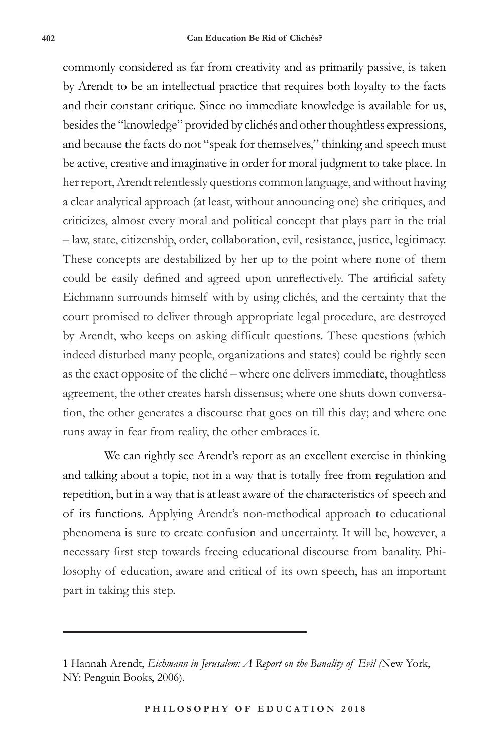commonly considered as far from creativity and as primarily passive, is taken by Arendt to be an intellectual practice that requires both loyalty to the facts and their constant critique. Since no immediate knowledge is available for us, besides the "knowledge" provided by clichés and other thoughtless expressions, and because the facts do not "speak for themselves," thinking and speech must be active, creative and imaginative in order for moral judgment to take place. In her report, Arendt relentlessly questions common language, and without having a clear analytical approach (at least, without announcing one) she critiques, and criticizes, almost every moral and political concept that plays part in the trial – law, state, citizenship, order, collaboration, evil, resistance, justice, legitimacy. These concepts are destabilized by her up to the point where none of them could be easily defined and agreed upon unreflectively. The artificial safety Eichmann surrounds himself with by using clichés, and the certainty that the court promised to deliver through appropriate legal procedure, are destroyed by Arendt, who keeps on asking difficult questions. These questions (which indeed disturbed many people, organizations and states) could be rightly seen as the exact opposite of the cliché – where one delivers immediate, thoughtless agreement, the other creates harsh dissensus; where one shuts down conversation, the other generates a discourse that goes on till this day; and where one runs away in fear from reality, the other embraces it.

We can rightly see Arendt's report as an excellent exercise in thinking and talking about a topic, not in a way that is totally free from regulation and repetition, but in a way that is at least aware of the characteristics of speech and of its functions. Applying Arendt's non-methodical approach to educational phenomena is sure to create confusion and uncertainty. It will be, however, a necessary first step towards freeing educational discourse from banality. Philosophy of education, aware and critical of its own speech, has an important part in taking this step.

---

1 Hannah Arendt, *Eichmann in Jerusalem: A Report on the Banality of Evil (*New York, NY: Penguin Books, 2006).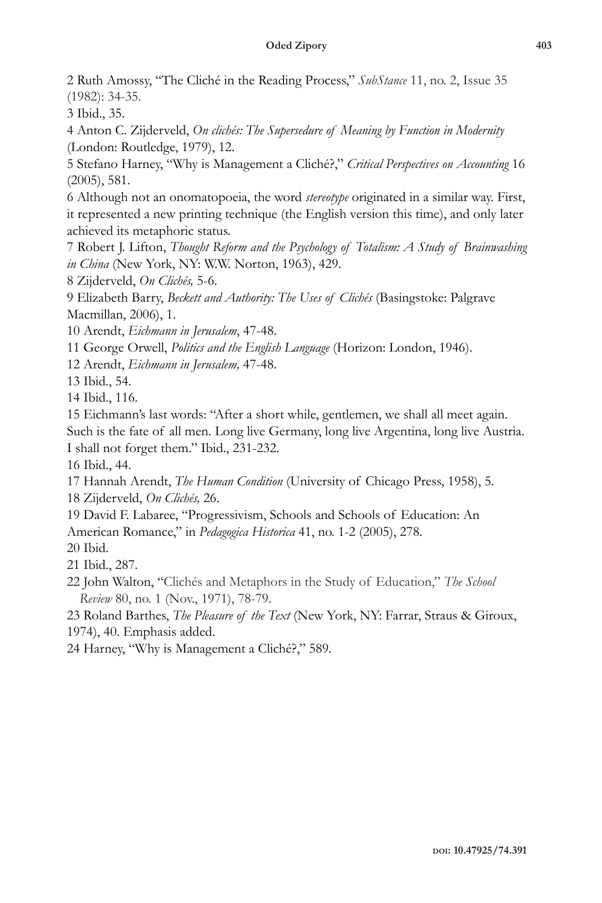2 Ruth Amossy, "The Cliché in the Reading Process," *SubStance* 11, no. 2, Issue 35 (1982): 34-35.

3 Ibid., 35.

4 Anton C. Zijderveld, *On clichés: The Supersedure of Meaning by Function in Modernity* (London: Routledge, 1979), 12.

5 Stefano Harney, "Why is Management a Cliché?," *Critical Perspectives on Accounting* 16 (2005), 581.

6 Although not an onomatopoeia, the word *stereotype* originated in a similar way. First, it represented a new printing technique (the English version this time), and only later achieved its metaphoric status.

7 Robert J. Lifton, *Thought Reform and the Psychology of Totalism: A Study of Brainwashing in China* (New York, NY: W.W. Norton, 1963), 429.

8 Zijderveld, *On Clichés,* 5-6.

9 Elizabeth Barry, *Beckett and Authority: The Uses of Clichés* (Basingstoke: Palgrave Macmillan, 2006), 1.

10 Arendt, *Eichmann in Jerusalem*, 47-48.

11 George Orwell, *Politics and the English Language* (Horizon: London, 1946).

12 Arendt, *Eichmann in Jerusalem,* 47-48.

13 Ibid., 54.

14 Ibid., 116.

15 Eichmann's last words: "After a short while, gentlemen, we shall all meet again. Such is the fate of all men. Long live Germany, long live Argentina, long live Austria. I shall not forget them." Ibid., 231-232.

16 Ibid., 44.

17 Hannah Arendt, *The Human Condition* (University of Chicago Press, 1958), 5.

18 Zijderveld, *On Clichés,* 26.

19 David F. Labaree, "Progressivism, Schools and Schools of Education: An American Romance," in *Pedagogica Historica* 41, no. 1-2 (2005), 278.

20 Ibid.

21 Ibid., 287.

22 John Walton, "Clichés and Metaphors in the Study of Education," *The School Review* 80, no. 1 (Nov., 1971), 78-79.

23 Roland Barthes, *The Pleasure of the Text* (New York, NY: Farrar, Straus & Giroux, 1974), 40. Emphasis added.

24 Harney, "Why is Management a Cliché?," 589.